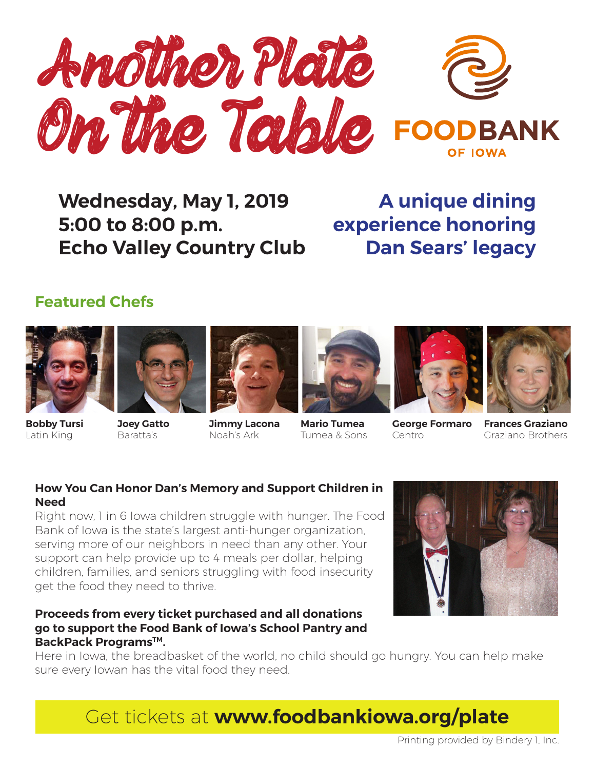# Another Plate On the Table

FOODBANK OF IOWA

**Wednesday, May 1, 2019**
**5:00 to 8:00 p.m.**
**Echo Valley Country Club**

**A unique dining experience honoring Dan Sears' legacy**

## Featured Chefs

| Chef | Restaurant |
| --- | --- |
| **Bobby Tursi** | Latin King |
| **Joey Gatto** | Baratta's |
| **Jimmy Lacona** | Noah's Ark |
| **Mario Tumea** | Tumea & Sons |
| **George Formaro** | Centro |
| **Frances Graziano** | Graziano Brothers |

### How You Can Honor Dan's Memory and Support Children in Need

Right now, 1 in 6 Iowa children struggle with hunger. The Food Bank of Iowa is the state's largest anti-hunger organization, serving more of our neighbors in need than any other. Your support can help provide up to 4 meals per dollar, helping children, families, and seniors struggling with food insecurity get the food they need to thrive.

**Proceeds from every ticket purchased and all donations go to support the Food Bank of Iowa's School Pantry and BackPack Programs™.**

Here in Iowa, the breadbasket of the world, no child should go hungry. You can help make sure every Iowan has the vital food they need.

Get tickets at **www.foodbankiowa.org/plate**

Printing provided by Bindery 1, Inc.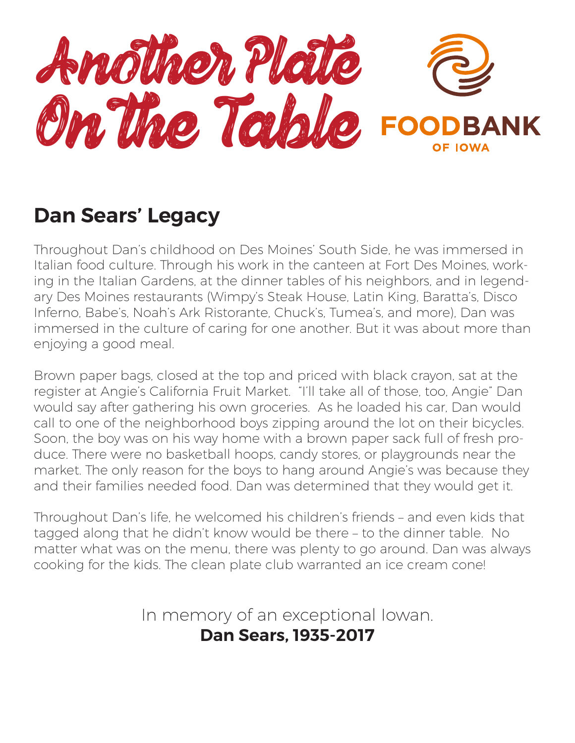Another Plate On the Table

FOODBANK OF IOWA

## Dan Sears' Legacy

Throughout Dan's childhood on Des Moines' South Side, he was immersed in Italian food culture. Through his work in the canteen at Fort Des Moines, working in the Italian Gardens, at the dinner tables of his neighbors, and in legendary Des Moines restaurants (Wimpy's Steak House, Latin King, Baratta's, Disco Inferno, Babe's, Noah's Ark Ristorante, Chuck's, Tumea's, and more), Dan was immersed in the culture of caring for one another. But it was about more than enjoying a good meal.

Brown paper bags, closed at the top and priced with black crayon, sat at the register at Angie's California Fruit Market. "I'll take all of those, too, Angie" Dan would say after gathering his own groceries. As he loaded his car, Dan would call to one of the neighborhood boys zipping around the lot on their bicycles. Soon, the boy was on his way home with a brown paper sack full of fresh produce. There were no basketball hoops, candy stores, or playgrounds near the market. The only reason for the boys to hang around Angie's was because they and their families needed food. Dan was determined that they would get it.

Throughout Dan's life, he welcomed his children's friends – and even kids that tagged along that he didn't know would be there – to the dinner table. No matter what was on the menu, there was plenty to go around. Dan was always cooking for the kids. The clean plate club warranted an ice cream cone!

In memory of an exceptional Iowan.
**Dan Sears, 1935-2017**